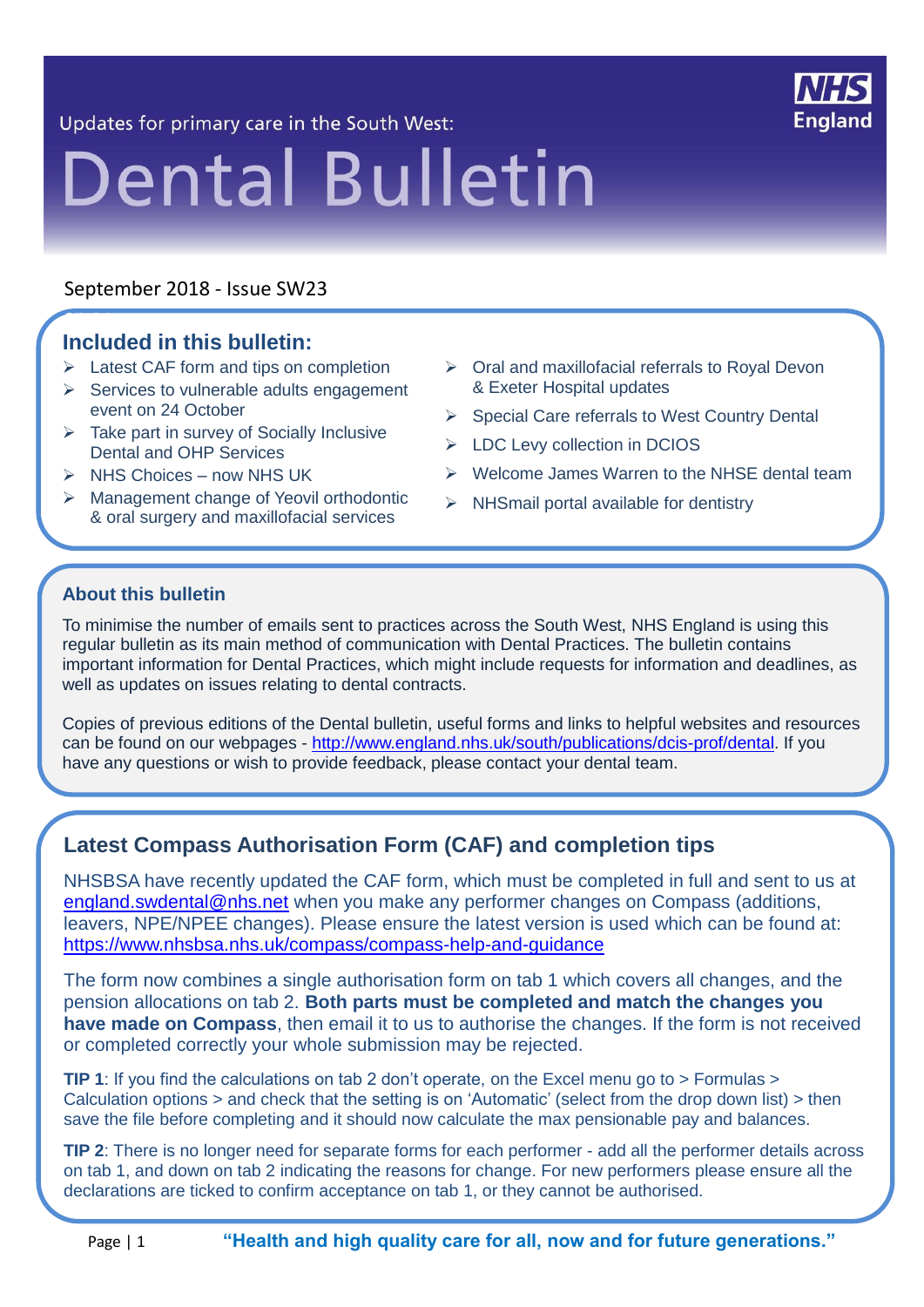Updates for primary care in the South West:

# Dental Bulletin

September 2018 - Issue SW23

## Included in this bulletin:

- Latest CAF form and tips on completion
- Services to vulnerable adults engagement event on 24 October
- Take part in survey of Socially Inclusive Dental and OHP Services
- NHS Choices – now NHS UK
- Management change of Yeovil orthodontic & oral surgery and maxillofacial services
- Oral and maxillofacial referrals to Royal Devon & Exeter Hospital updates
- Special Care referrals to West Country Dental
- LDC Levy collection in DCIOS
- Welcome James Warren to the NHSE dental team
- NHSmail portal available for dentistry

### About this bulletin

To minimise the number of emails sent to practices across the South West, NHS England is using this regular bulletin as its main method of communication with Dental Practices. The bulletin contains important information for Dental Practices, which might include requests for information and deadlines, as well as updates on issues relating to dental contracts.

Copies of previous editions of the Dental bulletin, useful forms and links to helpful websites and resources can be found on our webpages - http://www.england.nhs.uk/south/publications/dcis-prof/dental. If you have any questions or wish to provide feedback, please contact your dental team.

## Latest Compass Authorisation Form (CAF) and completion tips

NHSBSA have recently updated the CAF form, which must be completed in full and sent to us at england.swdental@nhs.net when you make any performer changes on Compass (additions, leavers, NPE/NPEE changes). Please ensure the latest version is used which can be found at: https://www.nhsbsa.nhs.uk/compass/compass-help-and-guidance

The form now combines a single authorisation form on tab 1 which covers all changes, and the pension allocations on tab 2. **Both parts must be completed and match the changes you have made on Compass**, then email it to us to authorise the changes. If the form is not received or completed correctly your whole submission may be rejected.

**TIP 1**: If you find the calculations on tab 2 don't operate, on the Excel menu go to > Formulas > Calculation options > and check that the setting is on 'Automatic' (select from the drop down list) > then save the file before completing and it should now calculate the max pensionable pay and balances.

**TIP 2**: There is no longer need for separate forms for each performer - add all the performer details across on tab 1, and down on tab 2 indicating the reasons for change. For new performers please ensure all the declarations are ticked to confirm acceptance on tab 1, or they cannot be authorised.

**"Health and high quality care for all, now and for future generations."**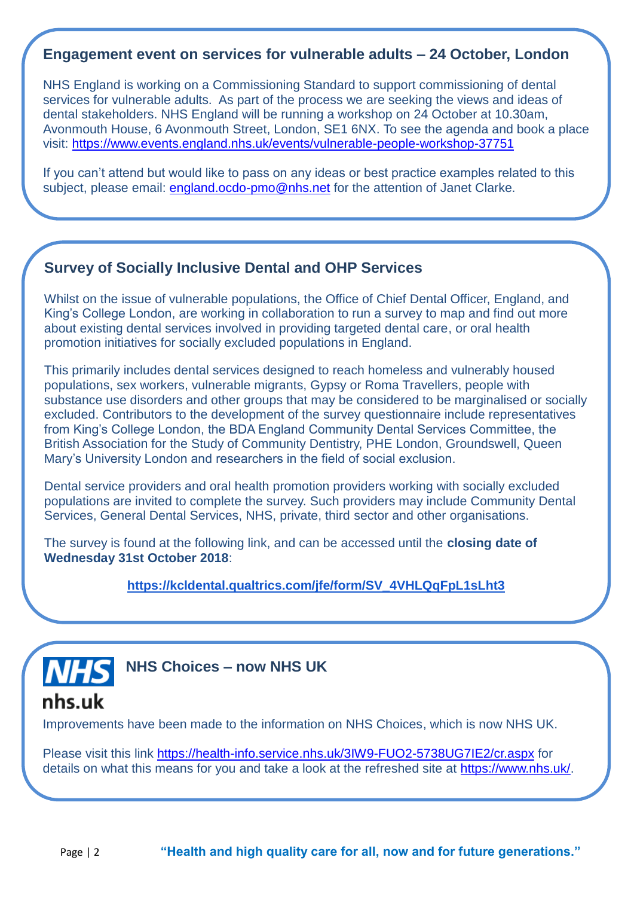## Engagement event on services for vulnerable adults – 24 October, London

NHS England is working on a Commissioning Standard to support commissioning of dental services for vulnerable adults. As part of the process we are seeking the views and ideas of dental stakeholders. NHS England will be running a workshop on 24 October at 10.30am, Avonmouth House, 6 Avonmouth Street, London, SE1 6NX. To see the agenda and book a place visit: https://www.events.england.nhs.uk/events/vulnerable-people-workshop-37751

If you can't attend but would like to pass on any ideas or best practice examples related to this subject, please email: england.ocdo-pmo@nhs.net for the attention of Janet Clarke.

## Survey of Socially Inclusive Dental and OHP Services

Whilst on the issue of vulnerable populations, the Office of Chief Dental Officer, England, and King's College London, are working in collaboration to run a survey to map and find out more about existing dental services involved in providing targeted dental care, or oral health promotion initiatives for socially excluded populations in England.

This primarily includes dental services designed to reach homeless and vulnerably housed populations, sex workers, vulnerable migrants, Gypsy or Roma Travellers, people with substance use disorders and other groups that may be considered to be marginalised or socially excluded. Contributors to the development of the survey questionnaire include representatives from King's College London, the BDA England Community Dental Services Committee, the British Association for the Study of Community Dentistry, PHE London, Groundswell, Queen Mary's University London and researchers in the field of social exclusion.

Dental service providers and oral health promotion providers working with socially excluded populations are invited to complete the survey. Such providers may include Community Dental Services, General Dental Services, NHS, private, third sector and other organisations.

The survey is found at the following link, and can be accessed until the **closing date of Wednesday 31st October 2018**:

**https://kcldental.qualtrics.com/jfe/form/SV_4VHLQqFpL1sLht3**

## NHS Choices – now NHS UK

NHS
nhs.uk

Improvements have been made to the information on NHS Choices, which is now NHS UK.

Please visit this link https://health-info.service.nhs.uk/3IW9-FUO2-5738UG7IE2/cr.aspx for details on what this means for you and take a look at the refreshed site at https://www.nhs.uk/.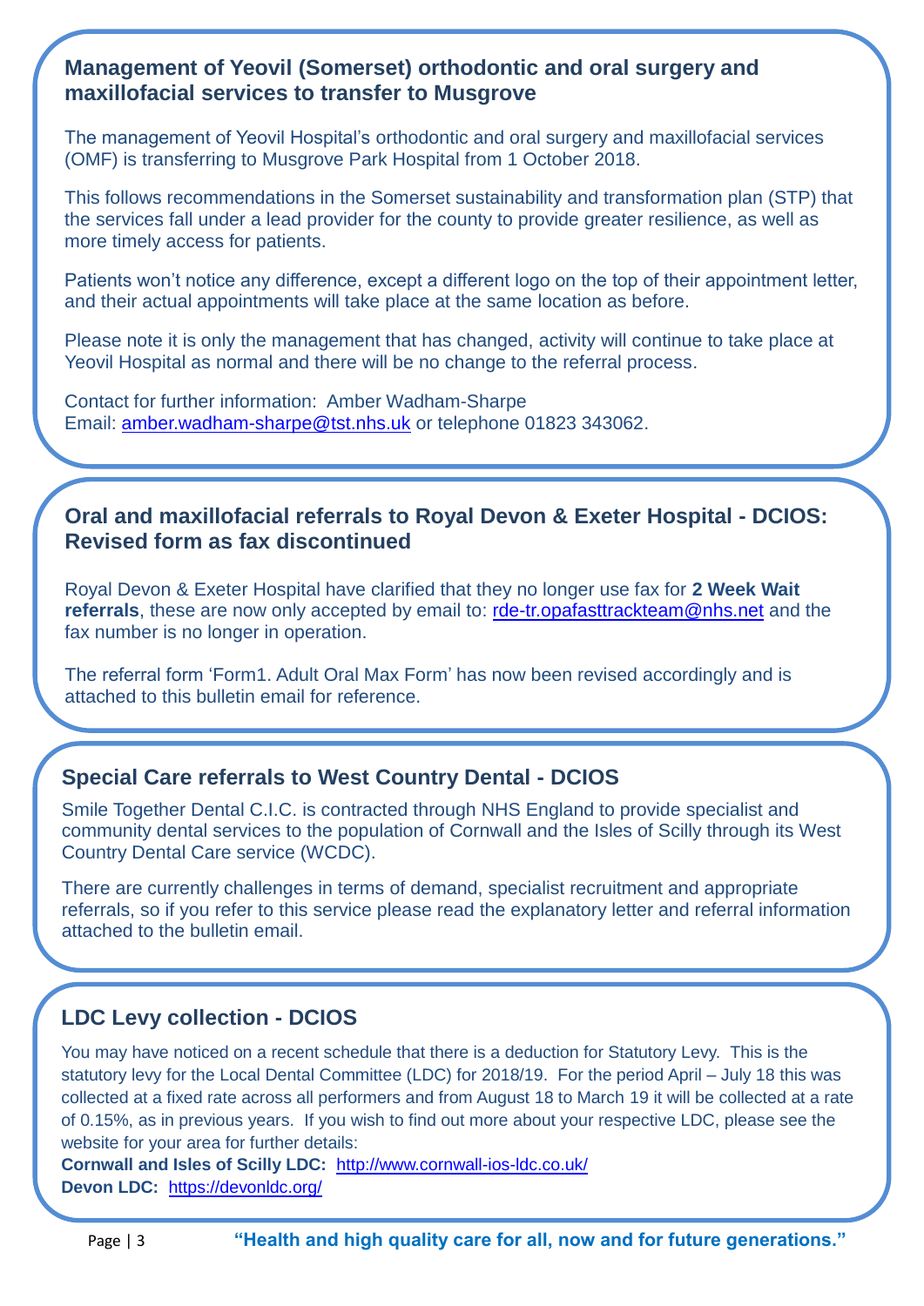## Management of Yeovil (Somerset) orthodontic and oral surgery and maxillofacial services to transfer to Musgrove

The management of Yeovil Hospital's orthodontic and oral surgery and maxillofacial services (OMF) is transferring to Musgrove Park Hospital from 1 October 2018.

This follows recommendations in the Somerset sustainability and transformation plan (STP) that the services fall under a lead provider for the county to provide greater resilience, as well as more timely access for patients.

Patients won't notice any difference, except a different logo on the top of their appointment letter, and their actual appointments will take place at the same location as before.

Please note it is only the management that has changed, activity will continue to take place at Yeovil Hospital as normal and there will be no change to the referral process.

Contact for further information: Amber Wadham-Sharpe
Email: [amber.wadham-sharpe@tst.nhs.uk](mailto:amber.wadham-sharpe@tst.nhs.uk) or telephone 01823 343062.

## Oral and maxillofacial referrals to Royal Devon & Exeter Hospital - DCIOS: Revised form as fax discontinued

Royal Devon & Exeter Hospital have clarified that they no longer use fax for **2 Week Wait referrals**, these are now only accepted by email to: [rde-tr.opafasttrackteam@nhs.net](mailto:rde-tr.opafasttrackteam@nhs.net) and the fax number is no longer in operation.

The referral form 'Form1. Adult Oral Max Form' has now been revised accordingly and is attached to this bulletin email for reference.

## Special Care referrals to West Country Dental - DCIOS

Smile Together Dental C.I.C. is contracted through NHS England to provide specialist and community dental services to the population of Cornwall and the Isles of Scilly through its West Country Dental Care service (WCDC).

There are currently challenges in terms of demand, specialist recruitment and appropriate referrals, so if you refer to this service please read the explanatory letter and referral information attached to the bulletin email.

## LDC Levy collection - DCIOS

You may have noticed on a recent schedule that there is a deduction for Statutory Levy. This is the statutory levy for the Local Dental Committee (LDC) for 2018/19. For the period April – July 18 this was collected at a fixed rate across all performers and from August 18 to March 19 it will be collected at a rate of 0.15%, as in previous years. If you wish to find out more about your respective LDC, please see the website for your area for further details:

**Cornwall and Isles of Scilly LDC:** [http://www.cornwall-ios-ldc.co.uk/](http://www.cornwall-ios-ldc.co.uk/)
**Devon LDC:** [https://devonldc.org/](https://devonldc.org/)

**"Health and high quality care for all, now and for future generations."**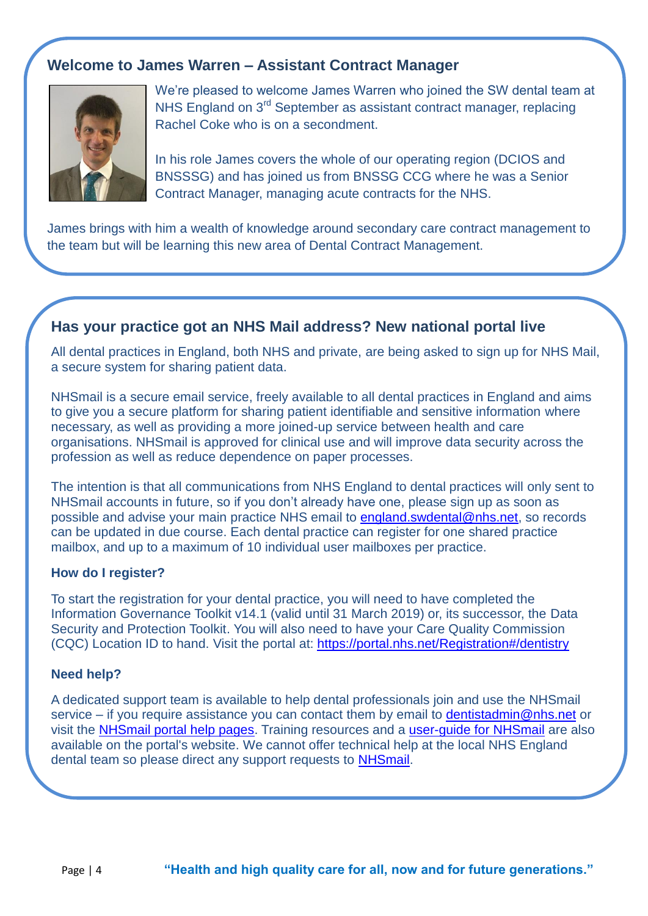## Welcome to James Warren – Assistant Contract Manager

We're pleased to welcome James Warren who joined the SW dental team at NHS England on 3rd September as assistant contract manager, replacing Rachel Coke who is on a secondment.

In his role James covers the whole of our operating region (DCIOS and BNSSSG) and has joined us from BNSSG CCG where he was a Senior Contract Manager, managing acute contracts for the NHS.

James brings with him a wealth of knowledge around secondary care contract management to the team but will be learning this new area of Dental Contract Management.

## Has your practice got an NHS Mail address? New national portal live

All dental practices in England, both NHS and private, are being asked to sign up for NHS Mail, a secure system for sharing patient data.

NHSmail is a secure email service, freely available to all dental practices in England and aims to give you a secure platform for sharing patient identifiable and sensitive information where necessary, as well as providing a more joined-up service between health and care organisations. NHSmail is approved for clinical use and will improve data security across the profession as well as reduce dependence on paper processes.

The intention is that all communications from NHS England to dental practices will only sent to NHSmail accounts in future, so if you don't already have one, please sign up as soon as possible and advise your main practice NHS email to england.swdental@nhs.net, so records can be updated in due course. Each dental practice can register for one shared practice mailbox, and up to a maximum of 10 individual user mailboxes per practice.

### How do I register?

To start the registration for your dental practice, you will need to have completed the Information Governance Toolkit v14.1 (valid until 31 March 2019) or, its successor, the Data Security and Protection Toolkit. You will also need to have your Care Quality Commission (CQC) Location ID to hand. Visit the portal at: https://portal.nhs.net/Registration#/dentistry

### Need help?

A dedicated support team is available to help dental professionals join and use the NHSmail service – if you require assistance you can contact them by email to dentistadmin@nhs.net or visit the NHSmail portal help pages. Training resources and a user-guide for NHSmail are also available on the portal's website. We cannot offer technical help at the local NHS England dental team so please direct any support requests to NHSmail.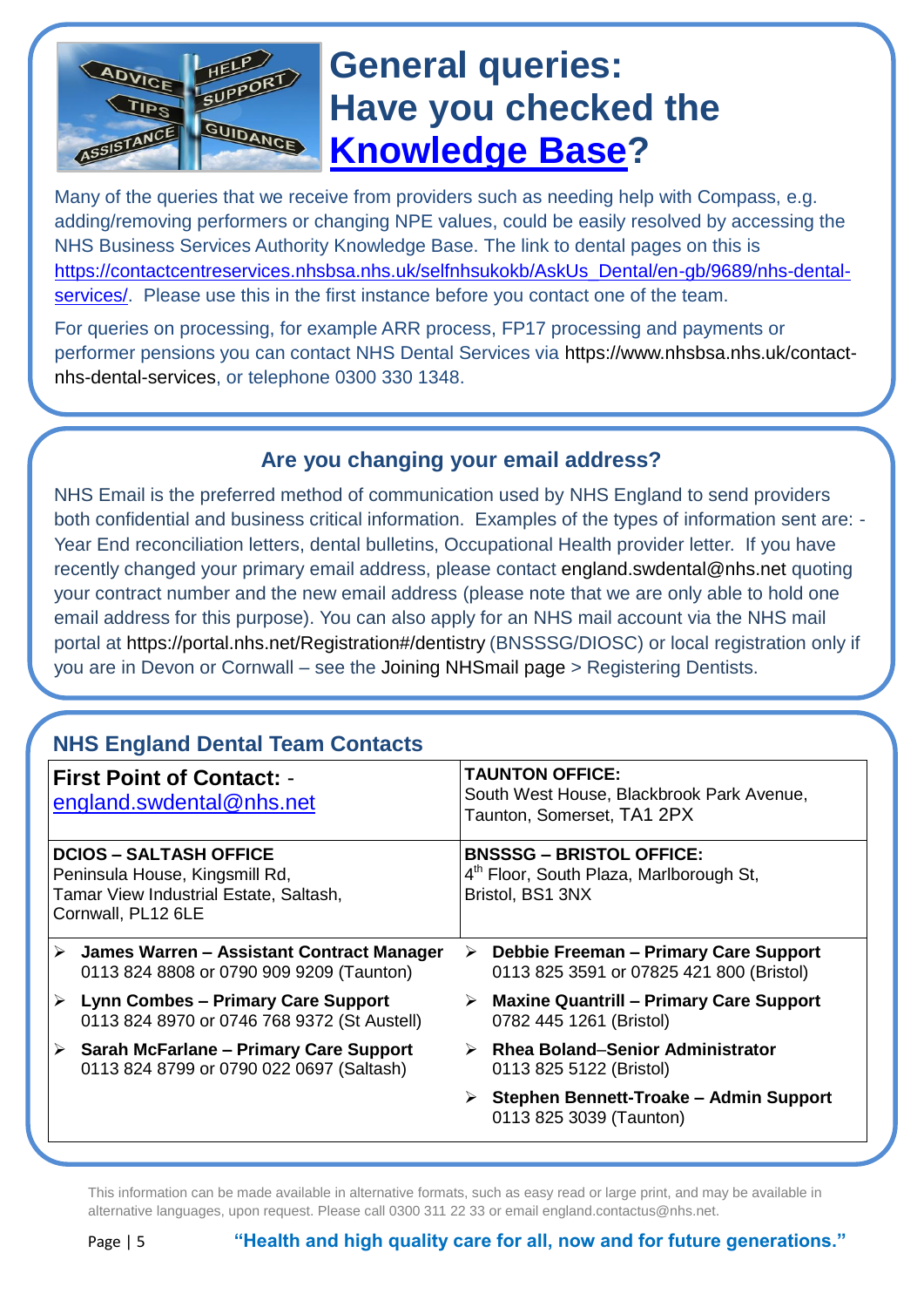## General queries: Have you checked the Knowledge Base?

Many of the queries that we receive from providers such as needing help with Compass, e.g. adding/removing performers or changing NPE values, could be easily resolved by accessing the NHS Business Services Authority Knowledge Base. The link to dental pages on this is https://contactcentreservices.nhsbsa.nhs.uk/selfnhsukokb/AskUs_Dental/en-gb/9689/nhs-dental-services/. Please use this in the first instance before you contact one of the team.

For queries on processing, for example ARR process, FP17 processing and payments or performer pensions you can contact NHS Dental Services via https://www.nhsbsa.nhs.uk/contact-nhs-dental-services, or telephone 0300 330 1348.

### Are you changing your email address?

NHS Email is the preferred method of communication used by NHS England to send providers both confidential and business critical information. Examples of the types of information sent are: - Year End reconciliation letters, dental bulletins, Occupational Health provider letter. If you have recently changed your primary email address, please contact england.swdental@nhs.net quoting your contract number and the new email address (please note that we are only able to hold one email address for this purpose). You can also apply for an NHS mail account via the NHS mail portal at https://portal.nhs.net/Registration#/dentistry (BNSSSG/DIOSC) or local registration only if you are in Devon or Cornwall – see the Joining NHSmail page > Registering Dentists.

### NHS England Dental Team Contacts

| | |
|---|---|
| **First Point of Contact:** - england.swdental@nhs.net | **TAUNTON OFFICE:** South West House, Blackbrook Park Avenue, Taunton, Somerset, TA1 2PX |
| **DCIOS – SALTASH OFFICE** Peninsula House, Kingsmill Rd, Tamar View Industrial Estate, Saltash, Cornwall, PL12 6LE | **BNSSSG – BRISTOL OFFICE:** 4th Floor, South Plaza, Marlborough St, Bristol, BS1 3NX |

- **James Warren – Assistant Contract Manager** 0113 824 8808 or 0790 909 9209 (Taunton)
- **Lynn Combes – Primary Care Support** 0113 824 8970 or 0746 768 9372 (St Austell)
- **Sarah McFarlane – Primary Care Support** 0113 824 8799 or 0790 022 0697 (Saltash)
- **Debbie Freeman – Primary Care Support** 0113 825 3591 or 07825 421 800 (Bristol)
- **Maxine Quantrill – Primary Care Support** 0782 445 1261 (Bristol)
- **Rhea Boland–Senior Administrator** 0113 825 5122 (Bristol)
- **Stephen Bennett-Troake – Admin Support** 0113 825 3039 (Taunton)

This information can be made available in alternative formats, such as easy read or large print, and may be available in alternative languages, upon request. Please call 0300 311 22 33 or email england.contactus@nhs.net.

**"Health and high quality care for all, now and for future generations."**